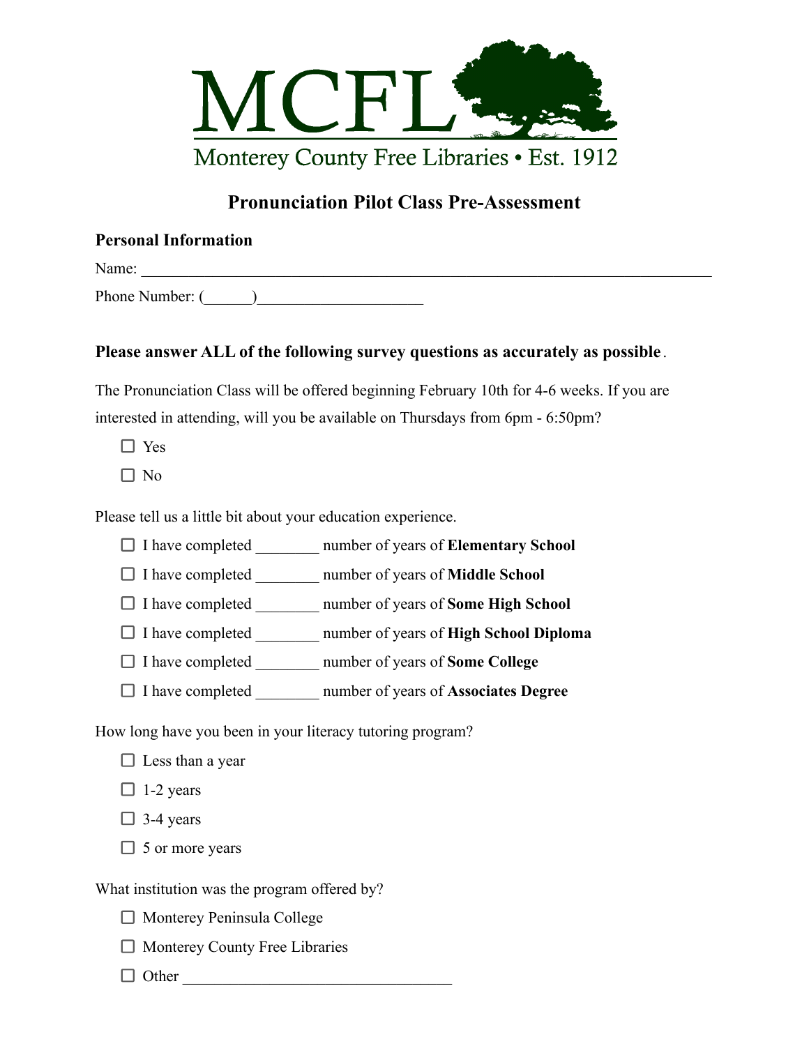MCFL

Monterey County Free Libraries • Est. 1912

# Pronunciation Pilot Class Pre-Assessment

**Personal Information**

Name: ___________________________________________________________________________

Phone Number: (______)____________________

**Please answer ALL of the following survey questions as accurately as possible**.

The Pronunciation Class will be offered beginning February 10th for 4-6 weeks. If you are interested in attending, will you be available on Thursdays from 6pm - 6:50pm?

- ☐ Yes
- ☐ No

Please tell us a little bit about your education experience.

- ☐ I have completed ________ number of years of **Elementary School**
- ☐ I have completed ________ number of years of **Middle School**
- ☐ I have completed ________ number of years of **Some High School**
- ☐ I have completed ________ number of years of **High School Diploma**
- ☐ I have completed ________ number of years of **Some College**
- ☐ I have completed ________ number of years of **Associates Degree**

How long have you been in your literacy tutoring program?

- ☐ Less than a year
- ☐ 1-2 years
- ☐ 3-4 years
- ☐ 5 or more years

What institution was the program offered by?

- ☐ Monterey Peninsula College
- ☐ Monterey County Free Libraries
- ☐ Other ___________________________________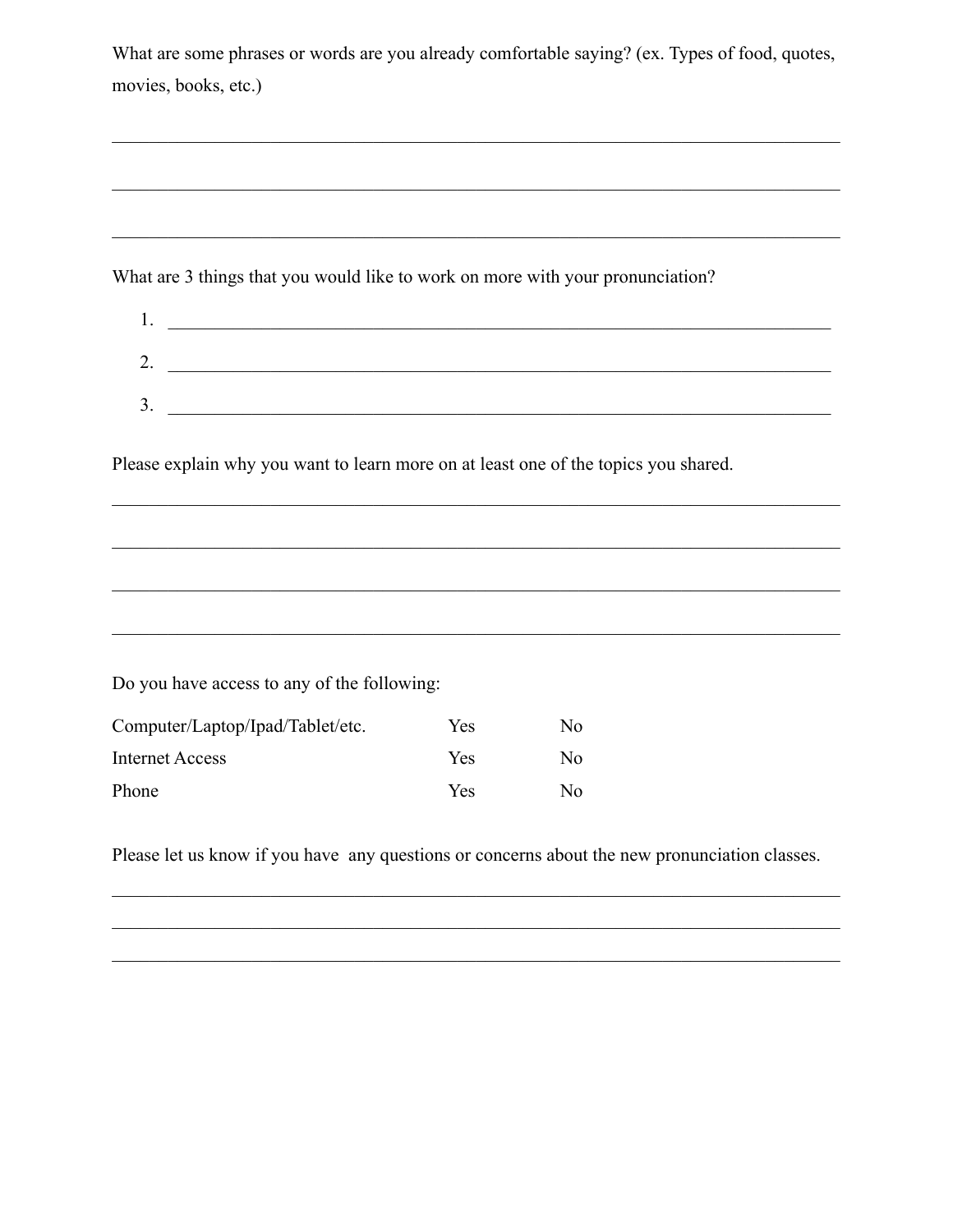What are some phrases or words are you already comfortable saying? (ex. Types of food, quotes, movies, books, etc.)

______________________________________________________________________________

______________________________________________________________________________

______________________________________________________________________________

What are 3 things that you would like to work on more with your pronunciation?

1. ________________________________________________________________________
2. ________________________________________________________________________
3. ________________________________________________________________________

Please explain why you want to learn more on at least one of the topics you shared.

______________________________________________________________________________

______________________________________________________________________________

______________________________________________________________________________

______________________________________________________________________________

Do you have access to any of the following:

| | | |
|---|---|---|
| Computer/Laptop/Ipad/Tablet/etc. | Yes | No |
| Internet Access | Yes | No |
| Phone | Yes | No |

Please let us know if you have any questions or concerns about the new pronunciation classes.

______________________________________________________________________________

______________________________________________________________________________

______________________________________________________________________________